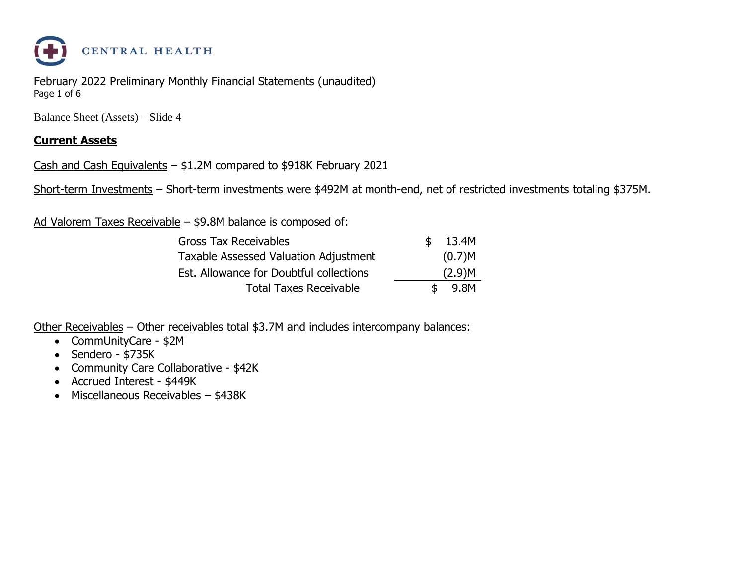CENTRAL HEALTH

February 2022 Preliminary Monthly Financial Statements (unaudited)

Balance Sheet (Assets) – Slide 4

## **Current Assets**

Cash and Cash Equivalents – $1.2M compared to $918K February 2021

Short-term Investments – Short-term investments were $492M at month-end, net of restricted investments totaling $375M.

Ad Valorem Taxes Receivable – $9.8M balance is composed of:

| | |
|---|---|
| Gross Tax Receivables | $ 13.4M |
| Taxable Assessed Valuation Adjustment | (0.7)M |
| Est. Allowance for Doubtful collections | (2.9)M |
| Total Taxes Receivable | $ 9.8M |

Other Receivables – Other receivables total $3.7M and includes intercompany balances:

- CommUnityCare - $2M
- Sendero - $735K
- Community Care Collaborative - $42K
- Accrued Interest - $449K
- Miscellaneous Receivables – $438K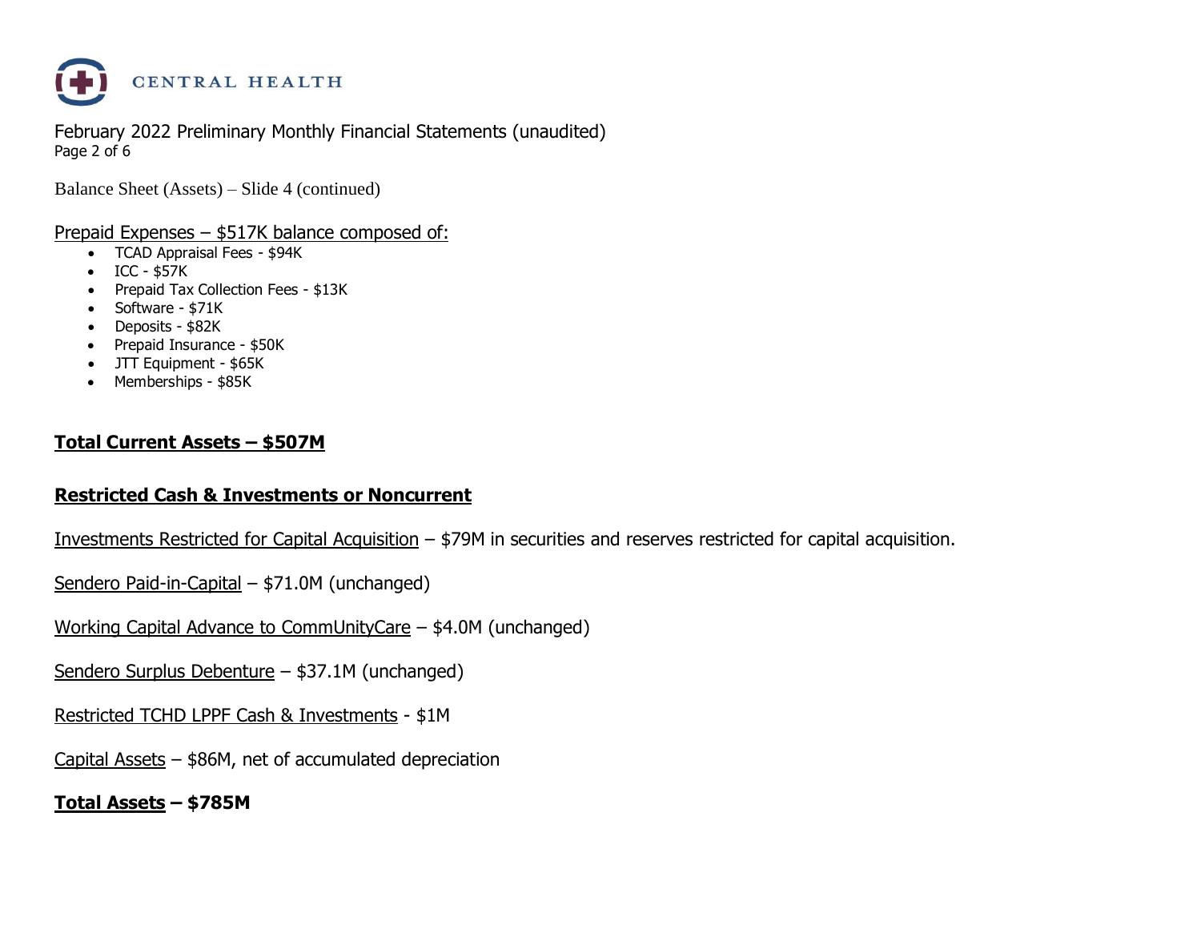Balance Sheet (Assets) – Slide 4 (continued)

Prepaid Expenses – $517K balance composed of:

- TCAD Appraisal Fees - $94K
- ICC - $57K
- Prepaid Tax Collection Fees - $13K
- Software - $71K
- Deposits - $82K
- Prepaid Insurance - $50K
- JTT Equipment - $65K
- Memberships - $85K

**Total Current Assets – $507M**

**Restricted Cash & Investments or Noncurrent**

Investments Restricted for Capital Acquisition – $79M in securities and reserves restricted for capital acquisition.

Sendero Paid-in-Capital – $71.0M (unchanged)

Working Capital Advance to CommUnityCare – $4.0M (unchanged)

Sendero Surplus Debenture – $37.1M (unchanged)

Restricted TCHD LPPF Cash & Investments - $1M

Capital Assets – $86M, net of accumulated depreciation

**Total Assets – $785M**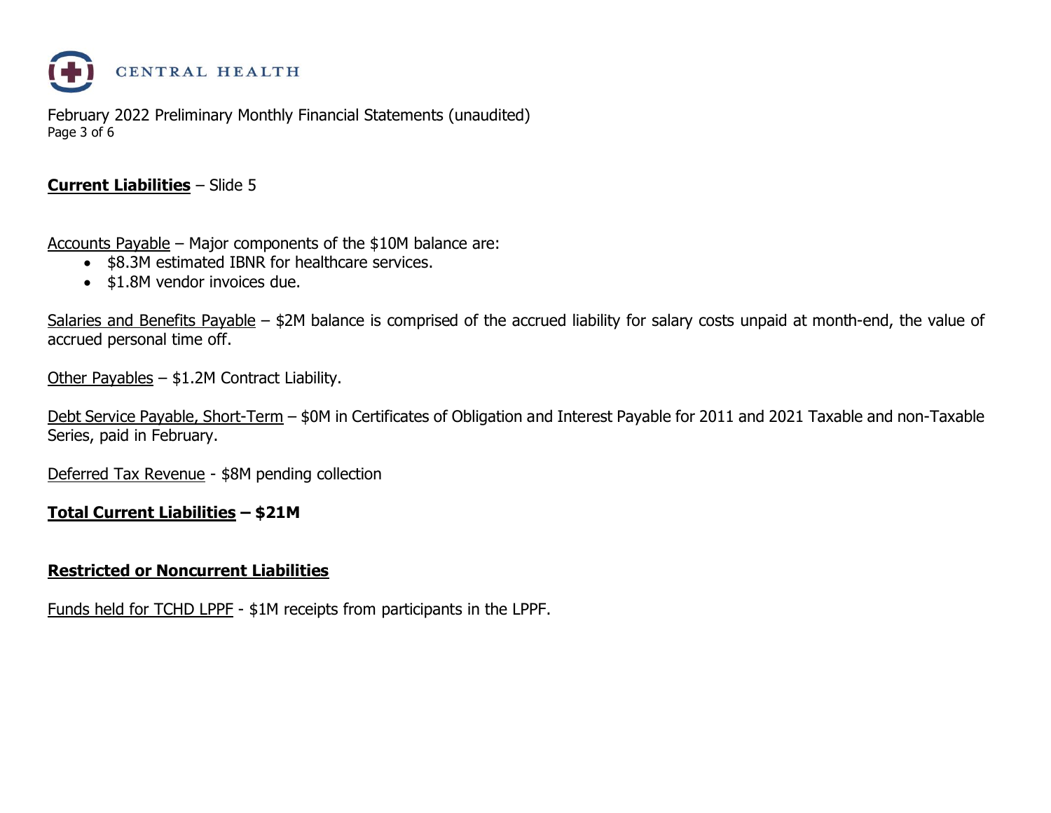**Current Liabilities** – Slide 5

Accounts Payable – Major components of the $10M balance are:

- $8.3M estimated IBNR for healthcare services.
- $1.8M vendor invoices due.

Salaries and Benefits Payable – $2M balance is comprised of the accrued liability for salary costs unpaid at month-end, the value of accrued personal time off.

Other Payables – $1.2M Contract Liability.

Debt Service Payable, Short-Term – $0M in Certificates of Obligation and Interest Payable for 2011 and 2021 Taxable and non-Taxable Series, paid in February.

Deferred Tax Revenue - $8M pending collection

**Total Current Liabilities – $21M**

**Restricted or Noncurrent Liabilities**

Funds held for TCHD LPPF - $1M receipts from participants in the LPPF.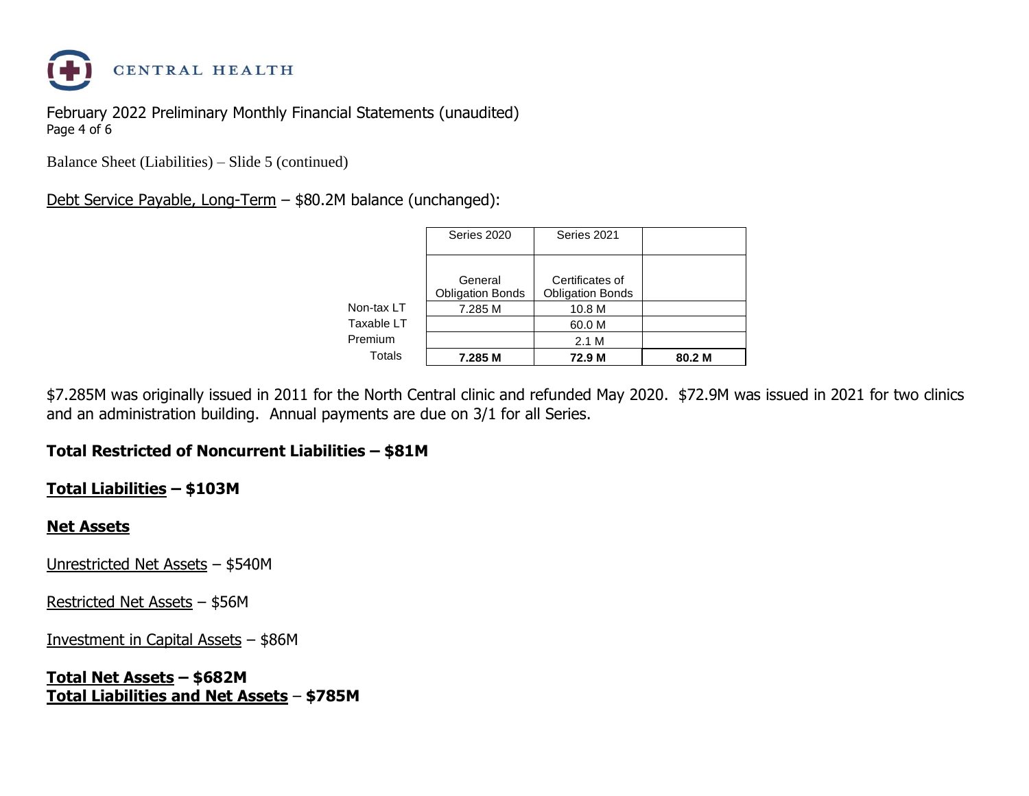February 2022 Preliminary Monthly Financial Statements (unaudited)

Balance Sheet (Liabilities) – Slide 5 (continued)

Debt Service Payable, Long-Term – $80.2M balance (unchanged):

| | Series 2020 | Series 2021 | |
|---|---|---|---|
| | General Obligation Bonds | Certificates of Obligation Bonds | |
| Non-tax LT | 7.285 M | 10.8 M | |
| Taxable LT | | 60.0 M | |
| Premium | | 2.1 M | |
| Totals | **7.285 M** | **72.9 M** | **80.2 M** |

$7.285M was originally issued in 2011 for the North Central clinic and refunded May 2020. $72.9M was issued in 2021 for two clinics and an administration building. Annual payments are due on 3/1 for all Series.

**Total Restricted of Noncurrent Liabilities – $81M**

**Total Liabilities – $103M**

**Net Assets**

Unrestricted Net Assets – $540M

Restricted Net Assets – $56M

Investment in Capital Assets – $86M

**Total Net Assets – $682M**
**Total Liabilities and Net Assets – $785M**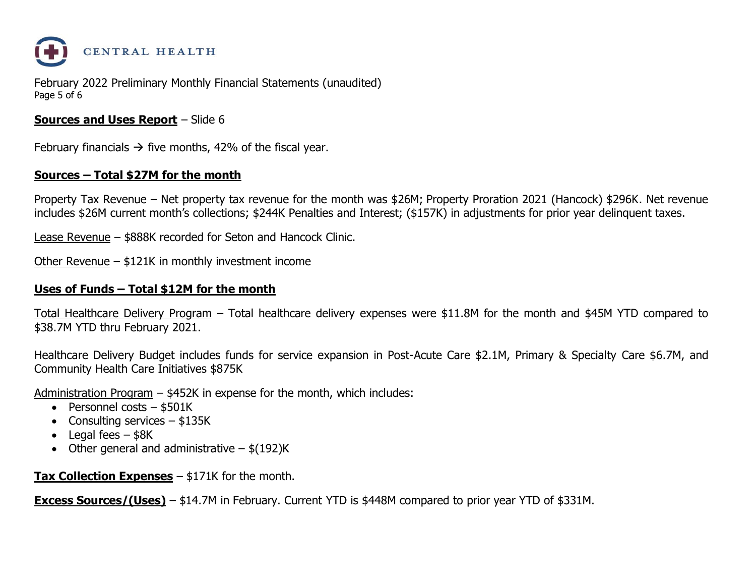CENTRAL HEALTH

February 2022 Preliminary Monthly Financial Statements (unaudited)

**Sources and Uses Report** – Slide 6

February financials → five months, 42% of the fiscal year.

**Sources – Total $27M for the month**

Property Tax Revenue – Net property tax revenue for the month was $26M; Property Proration 2021 (Hancock) $296K. Net revenue includes $26M current month's collections; $244K Penalties and Interest; ($157K) in adjustments for prior year delinquent taxes.

Lease Revenue – $888K recorded for Seton and Hancock Clinic.

Other Revenue – $121K in monthly investment income

**Uses of Funds – Total $12M for the month**

Total Healthcare Delivery Program – Total healthcare delivery expenses were $11.8M for the month and $45M YTD compared to $38.7M YTD thru February 2021.

Healthcare Delivery Budget includes funds for service expansion in Post-Acute Care $2.1M, Primary & Specialty Care $6.7M, and Community Health Care Initiatives $875K

Administration Program – $452K in expense for the month, which includes:

- Personnel costs – $501K
- Consulting services – $135K
- Legal fees – $8K
- Other general and administrative – $(192)K

**Tax Collection Expenses** – $171K for the month.

**Excess Sources/(Uses)** – $14.7M in February. Current YTD is $448M compared to prior year YTD of $331M.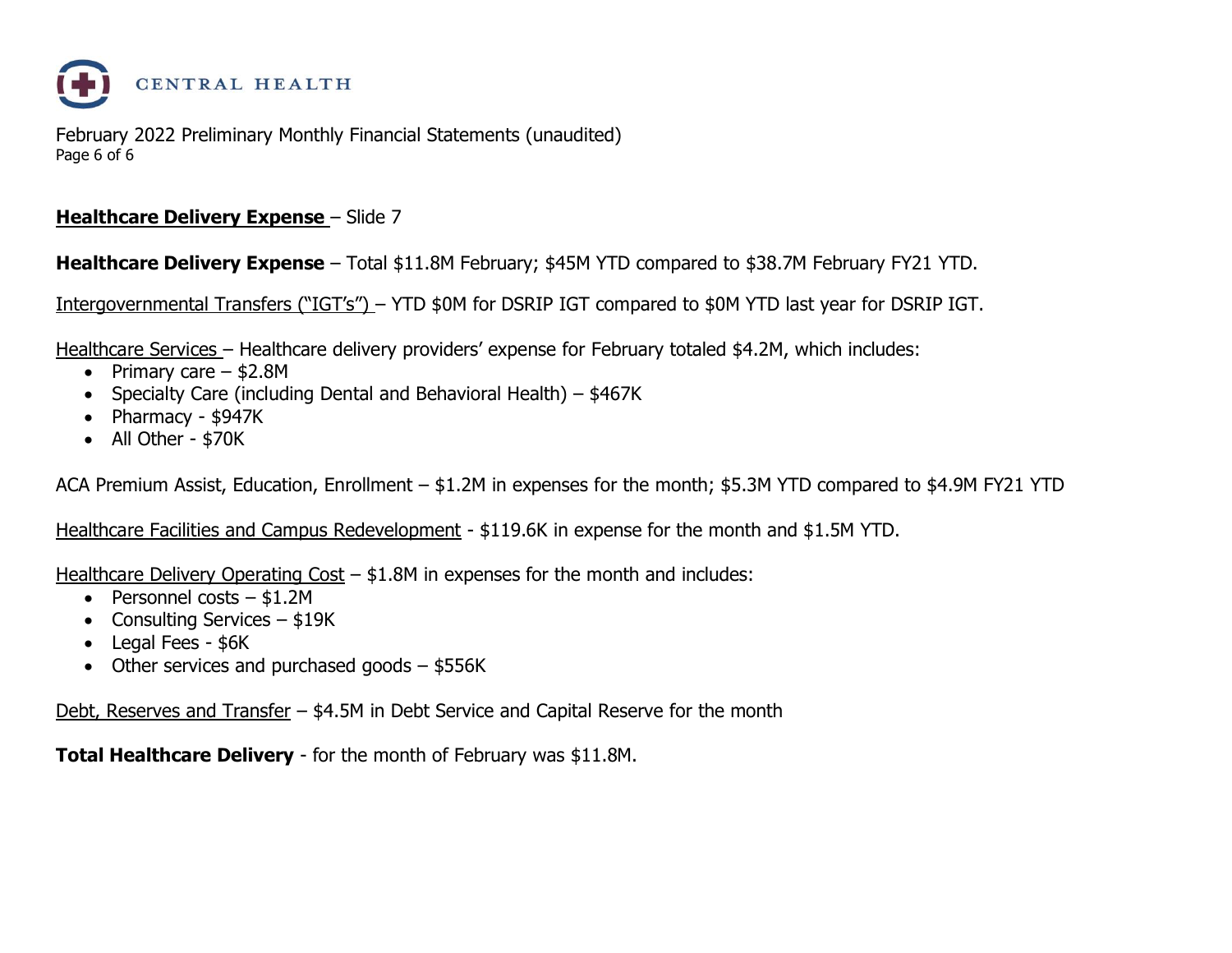**Healthcare Delivery Expense** – Slide 7

**Healthcare Delivery Expense** – Total $11.8M February; $45M YTD compared to $38.7M February FY21 YTD.

Intergovernmental Transfers ("IGT's") – YTD $0M for DSRIP IGT compared to $0M YTD last year for DSRIP IGT.

Healthcare Services – Healthcare delivery providers' expense for February totaled $4.2M, which includes:

- Primary care – $2.8M
- Specialty Care (including Dental and Behavioral Health) – $467K
- Pharmacy - $947K
- All Other - $70K

ACA Premium Assist, Education, Enrollment – $1.2M in expenses for the month; $5.3M YTD compared to $4.9M FY21 YTD

Healthcare Facilities and Campus Redevelopment - $119.6K in expense for the month and $1.5M YTD.

Healthcare Delivery Operating Cost – $1.8M in expenses for the month and includes:

- Personnel costs – $1.2M
- Consulting Services – $19K
- Legal Fees - $6K
- Other services and purchased goods – $556K

Debt, Reserves and Transfer – $4.5M in Debt Service and Capital Reserve for the month

**Total Healthcare Delivery** - for the month of February was $11.8M.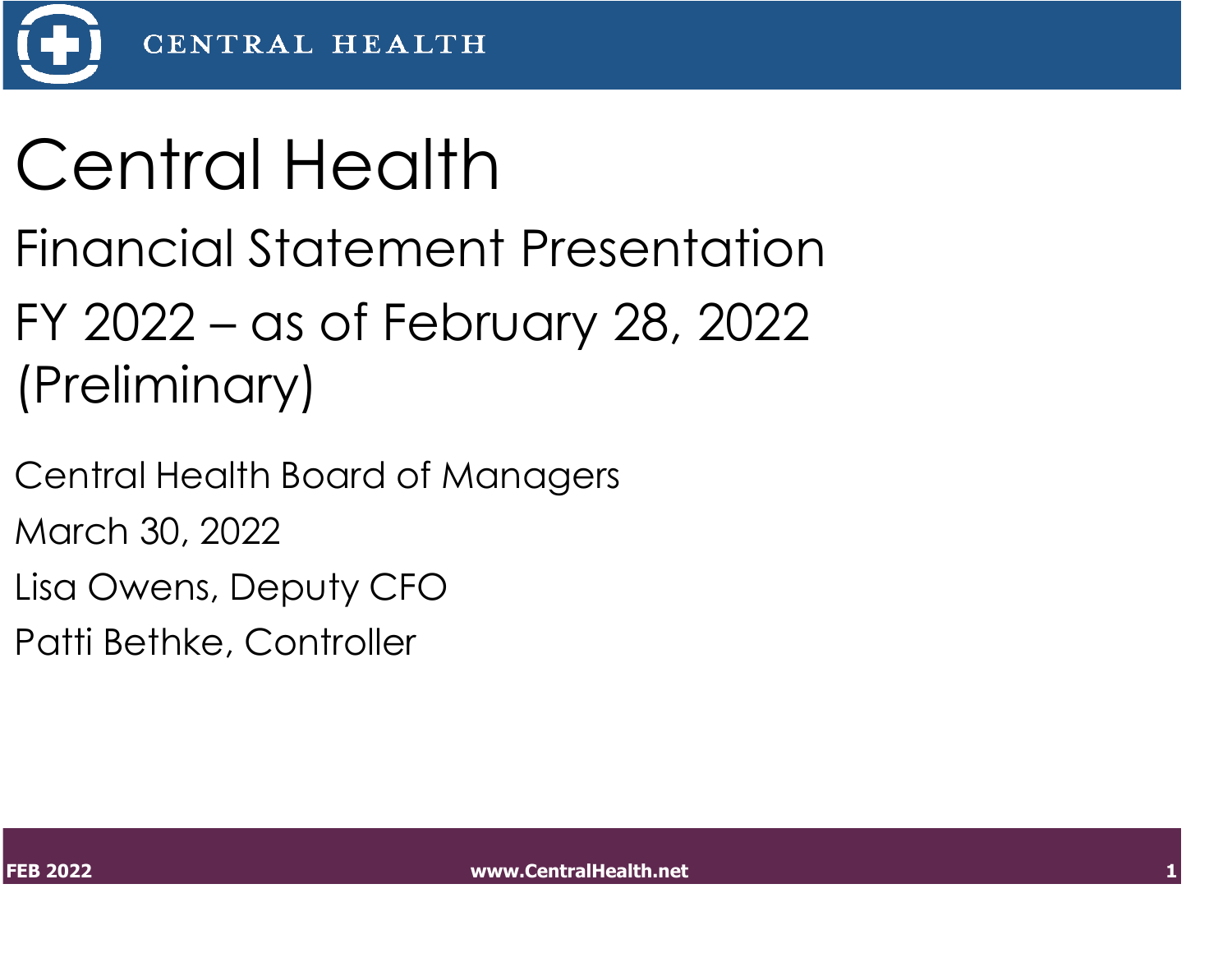# Central Health

## Financial Statement Presentation

## FY 2022 – as of February 28, 2022 (Preliminary)

Central Health Board of Managers

March 30, 2022

Lisa Owens, Deputy CFO

Patti Bethke, Controller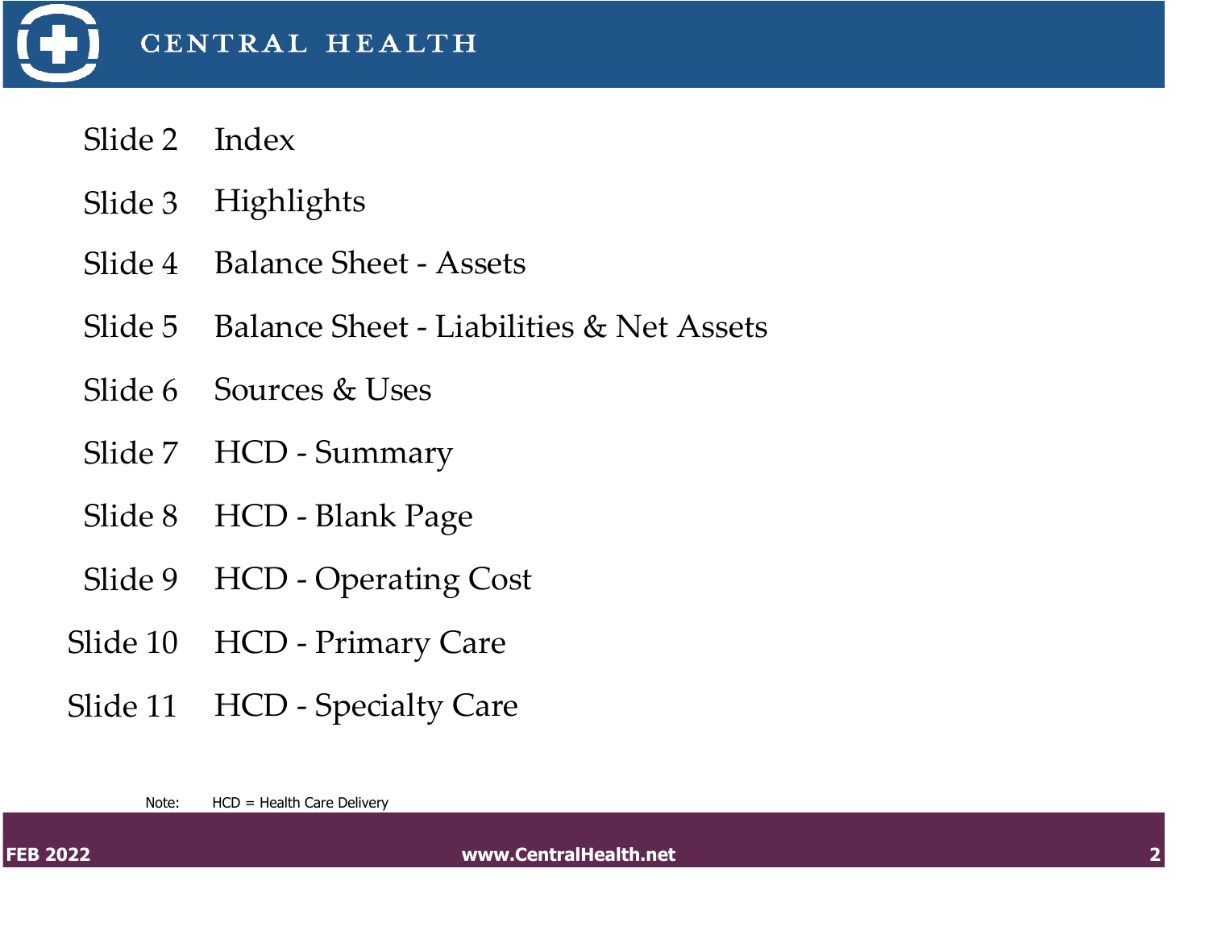# CENTRAL HEALTH

| | |
|---|---|
| Slide 2 | Index |
| Slide 3 | Highlights |
| Slide 4 | Balance Sheet - Assets |
| Slide 5 | Balance Sheet - Liabilities & Net Assets |
| Slide 6 | Sources & Uses |
| Slide 7 | HCD - Summary |
| Slide 8 | HCD - Blank Page |
| Slide 9 | HCD - Operating Cost |
| Slide 10 | HCD - Primary Care |
| Slide 11 | HCD - Specialty Care |

Note: HCD = Health Care Delivery

FEB 2022 www.CentralHealth.net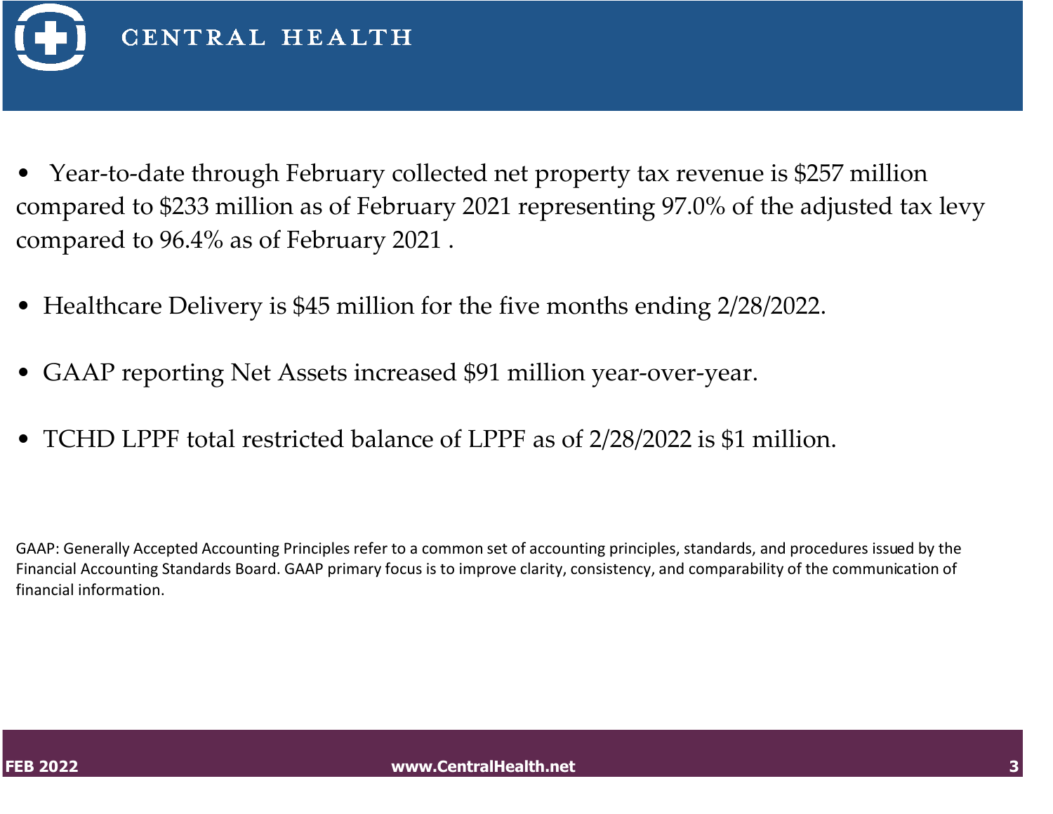- Year-to-date through February collected net property tax revenue is $257 million compared to $233 million as of February 2021 representing 97.0% of the adjusted tax levy compared to 96.4% as of February 2021 .

- Healthcare Delivery is $45 million for the five months ending 2/28/2022.

- GAAP reporting Net Assets increased $91 million year-over-year.

- TCHD LPPF total restricted balance of LPPF as of 2/28/2022 is $1 million.

GAAP: Generally Accepted Accounting Principles refer to a common set of accounting principles, standards, and procedures issued by the Financial Accounting Standards Board. GAAP primary focus is to improve clarity, consistency, and comparability of the communication of financial information.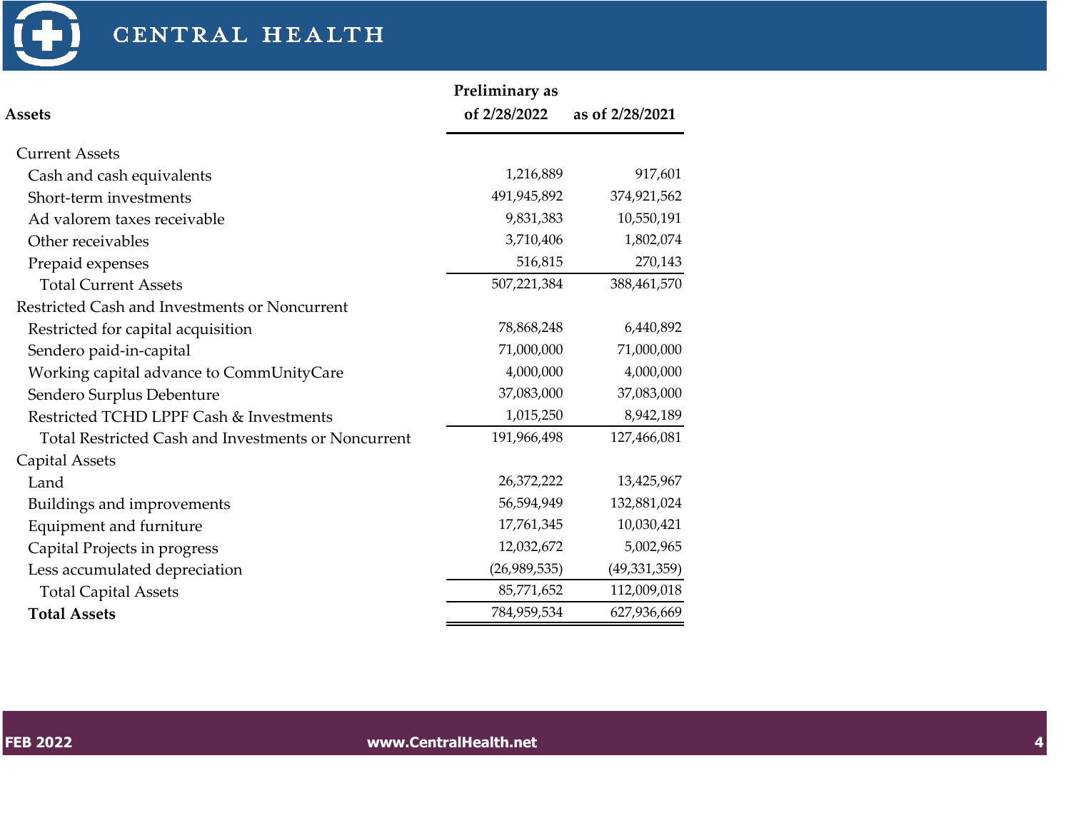# CENTRAL HEALTH

| Assets | Preliminary as of 2/28/2022 | as of 2/28/2021 |
|---|---|---|
| Current Assets | | |
| Cash and cash equivalents | 1,216,889 | 917,601 |
| Short-term investments | 491,945,892 | 374,921,562 |
| Ad valorem taxes receivable | 9,831,383 | 10,550,191 |
| Other receivables | 3,710,406 | 1,802,074 |
| Prepaid expenses | 516,815 | 270,143 |
| Total Current Assets | 507,221,384 | 388,461,570 |
| Restricted Cash and Investments or Noncurrent | | |
| Restricted for capital acquisition | 78,868,248 | 6,440,892 |
| Sendero paid-in-capital | 71,000,000 | 71,000,000 |
| Working capital advance to CommUnityCare | 4,000,000 | 4,000,000 |
| Sendero Surplus Debenture | 37,083,000 | 37,083,000 |
| Restricted TCHD LPPF Cash & Investments | 1,015,250 | 8,942,189 |
| Total Restricted Cash and Investments or Noncurrent | 191,966,498 | 127,466,081 |
| Capital Assets | | |
| Land | 26,372,222 | 13,425,967 |
| Buildings and improvements | 56,594,949 | 132,881,024 |
| Equipment and furniture | 17,761,345 | 10,030,421 |
| Capital Projects in progress | 12,032,672 | 5,002,965 |
| Less accumulated depreciation | (26,989,535) | (49,331,359) |
| Total Capital Assets | 85,771,652 | 112,009,018 |
| **Total Assets** | 784,959,534 | 627,936,669 |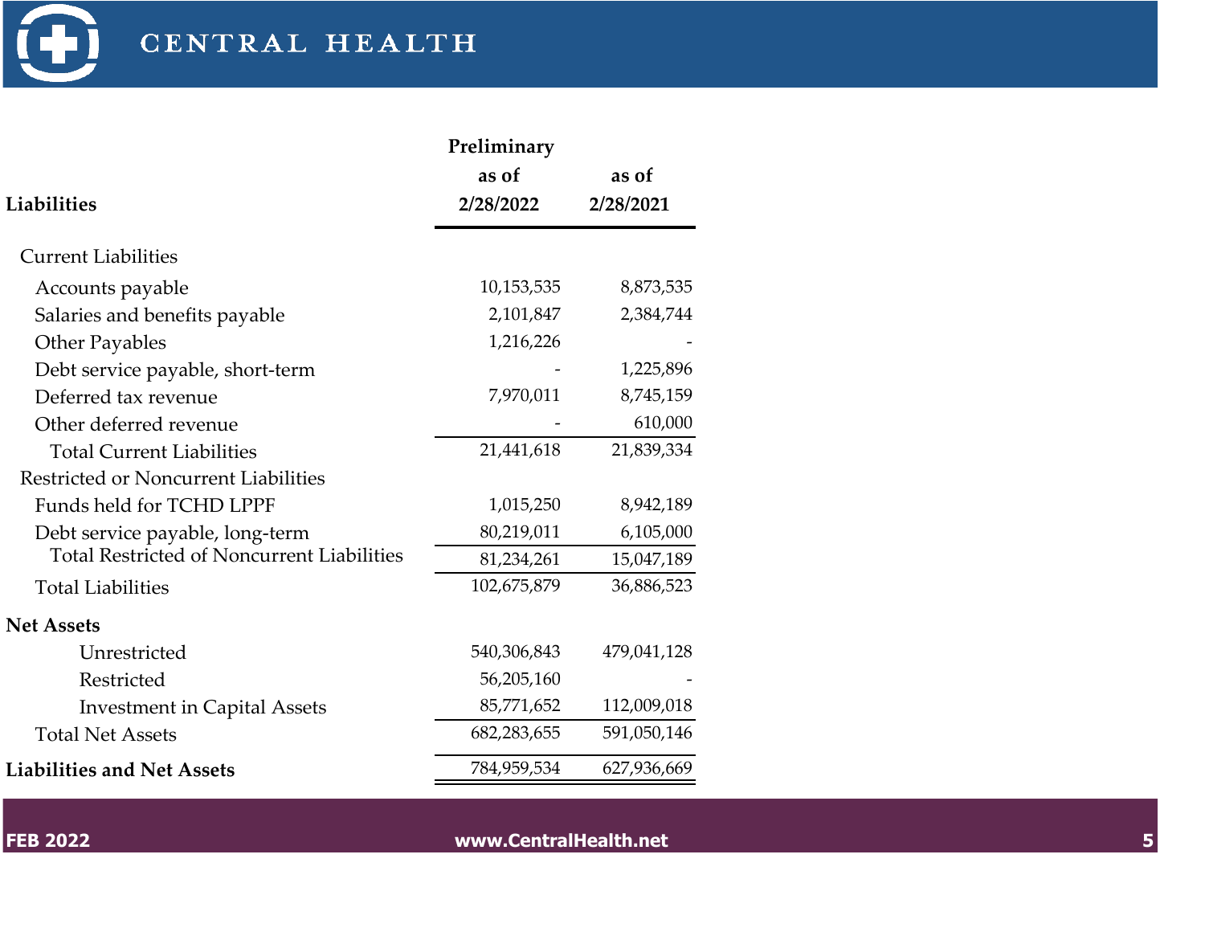| Liabilities | Preliminary as of 2/28/2022 | as of 2/28/2021 |
|---|---|---|
| Current Liabilities | | |
| Accounts payable | 10,153,535 | 8,873,535 |
| Salaries and benefits payable | 2,101,847 | 2,384,744 |
| Other Payables | 1,216,226 | - |
| Debt service payable, short-term | - | 1,225,896 |
| Deferred tax revenue | 7,970,011 | 8,745,159 |
| Other deferred revenue | - | 610,000 |
| Total Current Liabilities | 21,441,618 | 21,839,334 |
| Restricted or Noncurrent Liabilities | | |
| Funds held for TCHD LPPF | 1,015,250 | 8,942,189 |
| Debt service payable, long-term | 80,219,011 | 6,105,000 |
| Total Restricted of Noncurrent Liabilities | 81,234,261 | 15,047,189 |
| Total Liabilities | 102,675,879 | 36,886,523 |
| **Net Assets** | | |
| Unrestricted | 540,306,843 | 479,041,128 |
| Restricted | 56,205,160 | - |
| Investment in Capital Assets | 85,771,652 | 112,009,018 |
| Total Net Assets | 682,283,655 | 591,050,146 |
| **Liabilities and Net Assets** | 784,959,534 | 627,936,669 |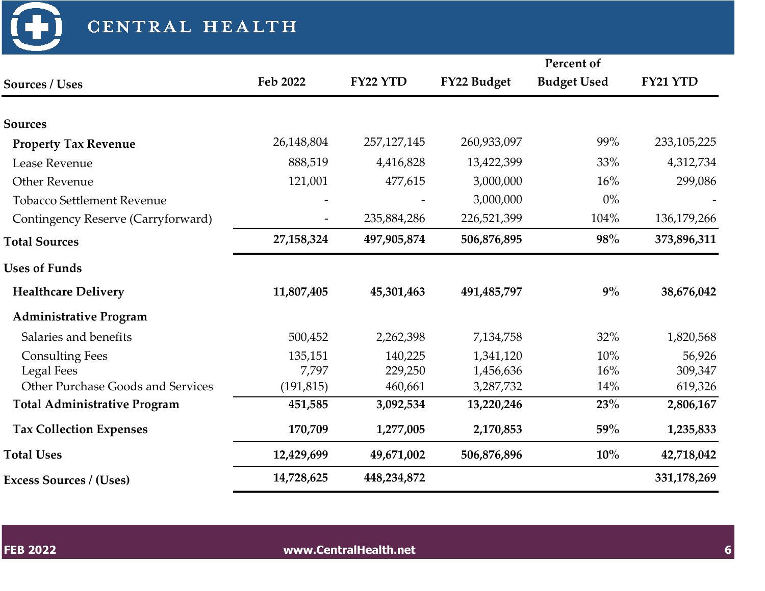# CENTRAL HEALTH

| Sources / Uses | Feb 2022 | FY22 YTD | FY22 Budget | Percent of Budget Used | FY21 YTD |
|---|---|---|---|---|---|
| **Sources** | | | | | |
| **Property Tax Revenue** | 26,148,804 | 257,127,145 | 260,933,097 | 99% | 233,105,225 |
| Lease Revenue | 888,519 | 4,416,828 | 13,422,399 | 33% | 4,312,734 |
| Other Revenue | 121,001 | 477,615 | 3,000,000 | 16% | 299,086 |
| Tobacco Settlement Revenue | - | - | 3,000,000 | 0% | - |
| Contingency Reserve (Carryforward) | - | 235,884,286 | 226,521,399 | 104% | 136,179,266 |
| **Total Sources** | **27,158,324** | **497,905,874** | **506,876,895** | **98%** | **373,896,311** |
| **Uses of Funds** | | | | | |
| **Healthcare Delivery** | **11,807,405** | **45,301,463** | **491,485,797** | **9%** | **38,676,042** |
| **Administrative Program** | | | | | |
| Salaries and benefits | 500,452 | 2,262,398 | 7,134,758 | 32% | 1,820,568 |
| Consulting Fees | 135,151 | 140,225 | 1,341,120 | 10% | 56,926 |
| Legal Fees | 7,797 | 229,250 | 1,456,636 | 16% | 309,347 |
| Other Purchase Goods and Services | (191,815) | 460,661 | 3,287,732 | 14% | 619,326 |
| **Total Administrative Program** | **451,585** | **3,092,534** | **13,220,246** | **23%** | **2,806,167** |
| **Tax Collection Expenses** | **170,709** | **1,277,005** | **2,170,853** | **59%** | **1,235,833** |
| **Total Uses** | **12,429,699** | **49,671,002** | **506,876,896** | **10%** | **42,718,042** |
| **Excess Sources / (Uses)** | **14,728,625** | **448,234,872** | | | **331,178,269** |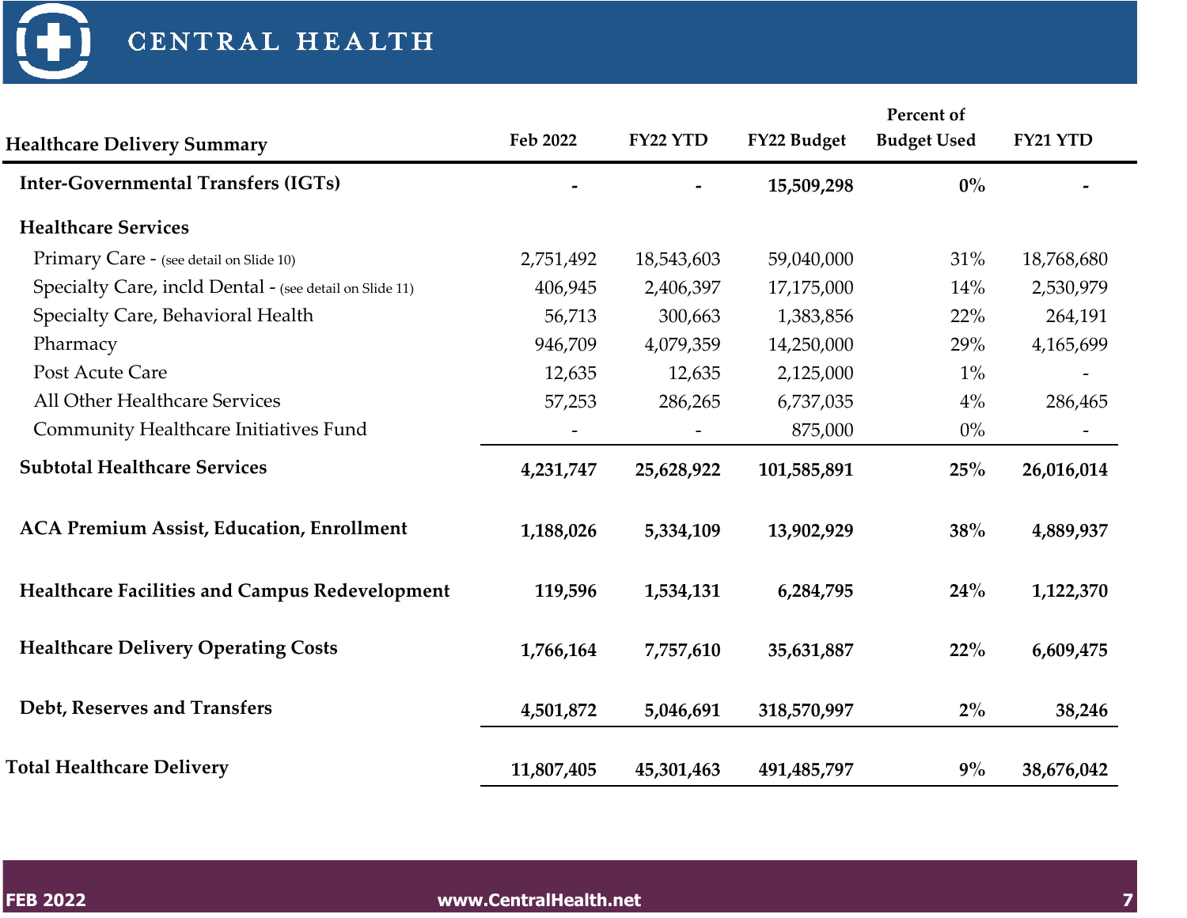| Healthcare Delivery Summary | Feb 2022 | FY22 YTD | FY22 Budget | Percent of Budget Used | FY21 YTD |
|---|---|---|---|---|---|
| **Inter-Governmental Transfers (IGTs)** | **-** | **-** | **15,509,298** | **0%** | **-** |
| **Healthcare Services** | | | | | |
| Primary Care - (see detail on Slide 10) | 2,751,492 | 18,543,603 | 59,040,000 | 31% | 18,768,680 |
| Specialty Care, incld Dental - (see detail on Slide 11) | 406,945 | 2,406,397 | 17,175,000 | 14% | 2,530,979 |
| Specialty Care, Behavioral Health | 56,713 | 300,663 | 1,383,856 | 22% | 264,191 |
| Pharmacy | 946,709 | 4,079,359 | 14,250,000 | 29% | 4,165,699 |
| Post Acute Care | 12,635 | 12,635 | 2,125,000 | 1% | - |
| All Other Healthcare Services | 57,253 | 286,265 | 6,737,035 | 4% | 286,465 |
| Community Healthcare Initiatives Fund | - | - | 875,000 | 0% | - |
| **Subtotal Healthcare Services** | **4,231,747** | **25,628,922** | **101,585,891** | **25%** | **26,016,014** |
| **ACA Premium Assist, Education, Enrollment** | **1,188,026** | **5,334,109** | **13,902,929** | **38%** | **4,889,937** |
| **Healthcare Facilities and Campus Redevelopment** | **119,596** | **1,534,131** | **6,284,795** | **24%** | **1,122,370** |
| **Healthcare Delivery Operating Costs** | **1,766,164** | **7,757,610** | **35,631,887** | **22%** | **6,609,475** |
| **Debt, Reserves and Transfers** | **4,501,872** | **5,046,691** | **318,570,997** | **2%** | **38,246** |
| **Total Healthcare Delivery** | **11,807,405** | **45,301,463** | **491,485,797** | **9%** | **38,676,042** |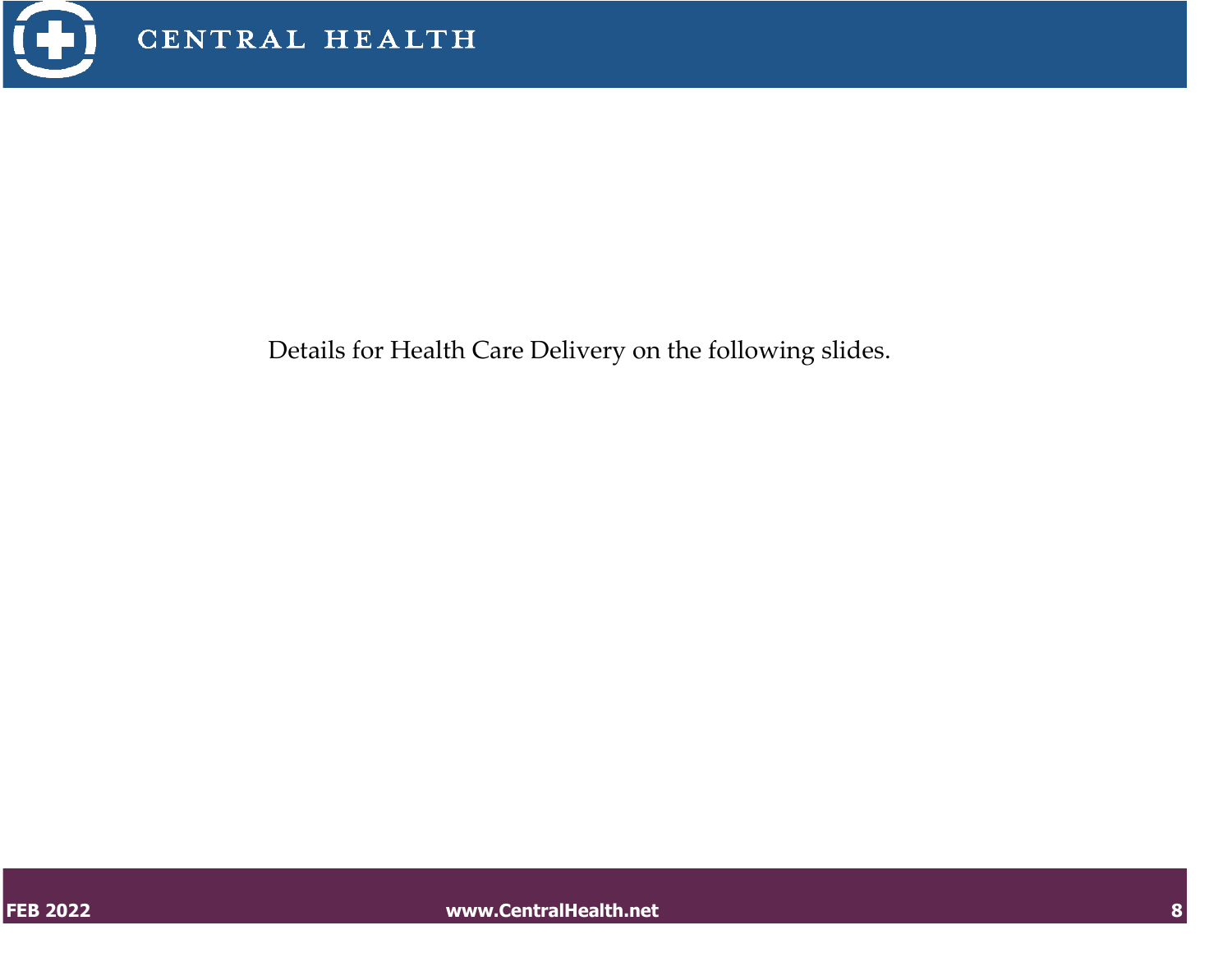Details for Health Care Delivery on the following slides.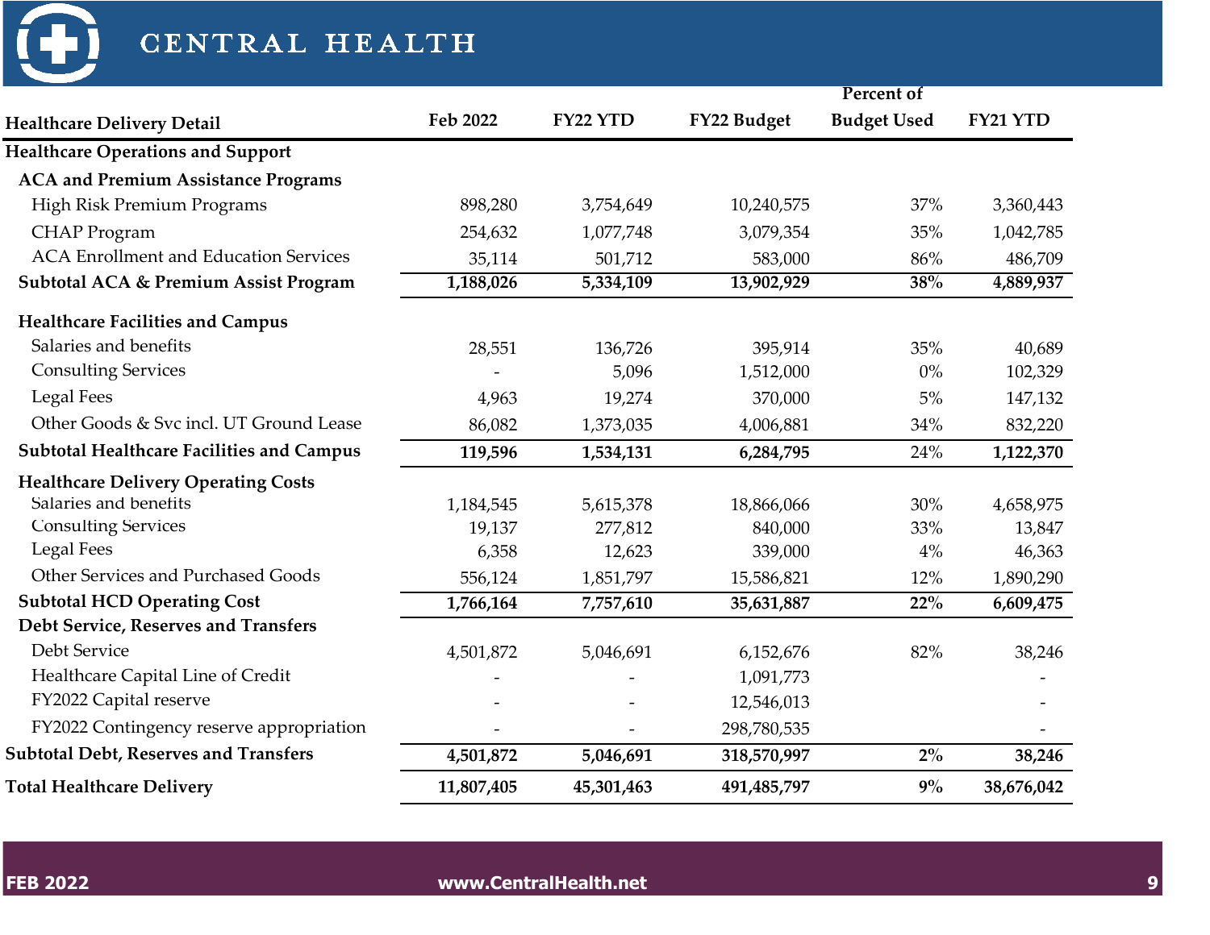# CENTRAL HEALTH

| Healthcare Delivery Detail | Feb 2022 | FY22 YTD | FY22 Budget | Percent of Budget Used | FY21 YTD |
|---|---|---|---|---|---|
| **Healthcare Operations and Support** | | | | | |
| **ACA and Premium Assistance Programs** | | | | | |
| High Risk Premium Programs | 898,280 | 3,754,649 | 10,240,575 | 37% | 3,360,443 |
| CHAP Program | 254,632 | 1,077,748 | 3,079,354 | 35% | 1,042,785 |
| ACA Enrollment and Education Services | 35,114 | 501,712 | 583,000 | 86% | 486,709 |
| **Subtotal ACA & Premium Assist Program** | **1,188,026** | **5,334,109** | **13,902,929** | **38%** | **4,889,937** |
| **Healthcare Facilities and Campus** | | | | | |
| Salaries and benefits | 28,551 | 136,726 | 395,914 | 35% | 40,689 |
| Consulting Services | - | 5,096 | 1,512,000 | 0% | 102,329 |
| Legal Fees | 4,963 | 19,274 | 370,000 | 5% | 147,132 |
| Other Goods & Svc incl. UT Ground Lease | 86,082 | 1,373,035 | 4,006,881 | 34% | 832,220 |
| **Subtotal Healthcare Facilities and Campus** | **119,596** | **1,534,131** | **6,284,795** | 24% | **1,122,370** |
| **Healthcare Delivery Operating Costs** | | | | | |
| Salaries and benefits | 1,184,545 | 5,615,378 | 18,866,066 | 30% | 4,658,975 |
| Consulting Services | 19,137 | 277,812 | 840,000 | 33% | 13,847 |
| Legal Fees | 6,358 | 12,623 | 339,000 | 4% | 46,363 |
| Other Services and Purchased Goods | 556,124 | 1,851,797 | 15,586,821 | 12% | 1,890,290 |
| **Subtotal HCD Operating Cost** | **1,766,164** | **7,757,610** | **35,631,887** | **22%** | **6,609,475** |
| **Debt Service, Reserves and Transfers** | | | | | |
| Debt Service | 4,501,872 | 5,046,691 | 6,152,676 | 82% | 38,246 |
| Healthcare Capital Line of Credit | - | - | 1,091,773 | | - |
| FY2022 Capital reserve | - | - | 12,546,013 | | - |
| FY2022 Contingency reserve appropriation | - | - | 298,780,535 | | - |
| **Subtotal Debt, Reserves and Transfers** | **4,501,872** | **5,046,691** | **318,570,997** | **2%** | **38,246** |
| **Total Healthcare Delivery** | **11,807,405** | **45,301,463** | **491,485,797** | **9%** | **38,676,042** |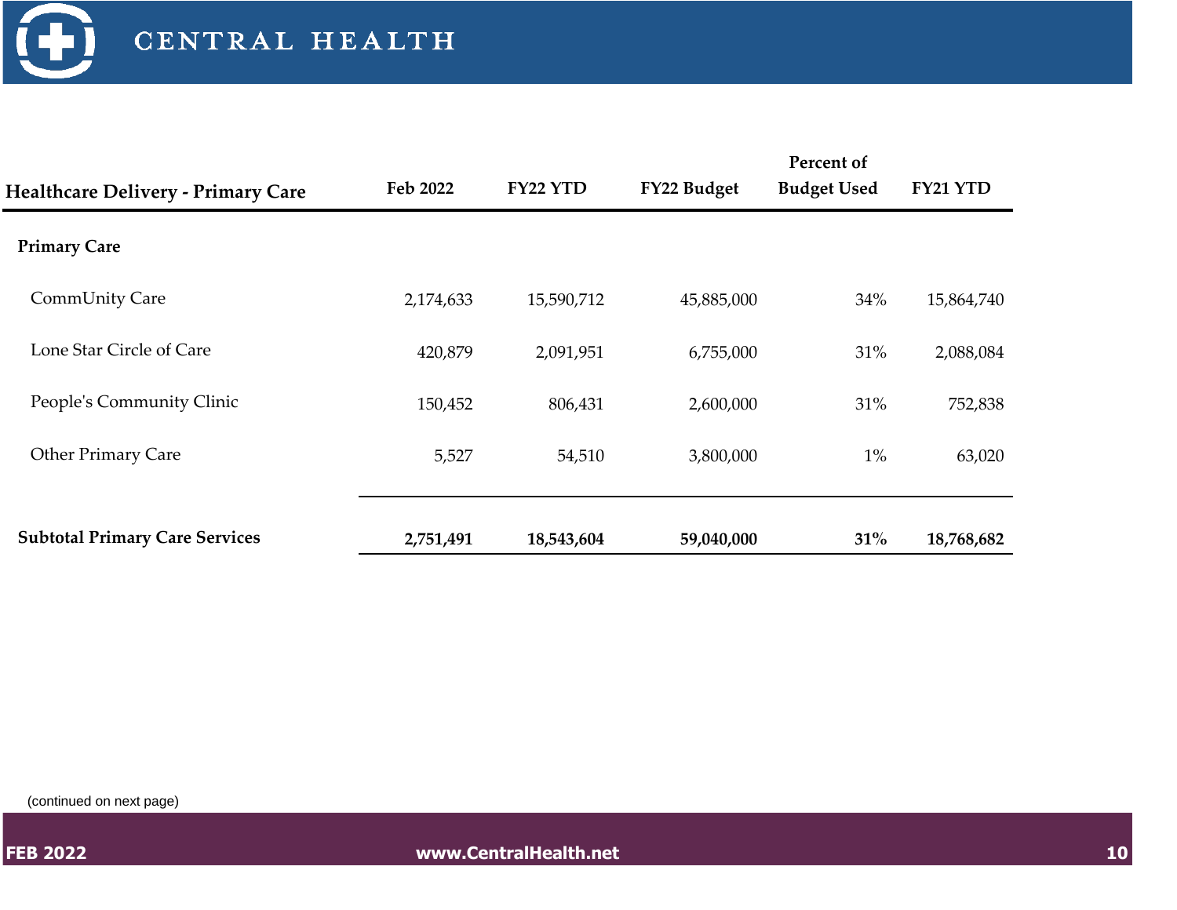| Healthcare Delivery - Primary Care | Feb 2022 | FY22 YTD | FY22 Budget | Percent of Budget Used | FY21 YTD |
|---|---|---|---|---|---|
| **Primary Care** | | | | | |
| CommUnity Care | 2,174,633 | 15,590,712 | 45,885,000 | 34% | 15,864,740 |
| Lone Star Circle of Care | 420,879 | 2,091,951 | 6,755,000 | 31% | 2,088,084 |
| People's Community Clinic | 150,452 | 806,431 | 2,600,000 | 31% | 752,838 |
| Other Primary Care | 5,527 | 54,510 | 3,800,000 | 1% | 63,020 |
| **Subtotal Primary Care Services** | **2,751,491** | **18,543,604** | **59,040,000** | **31%** | **18,768,682** |

(continued on next page)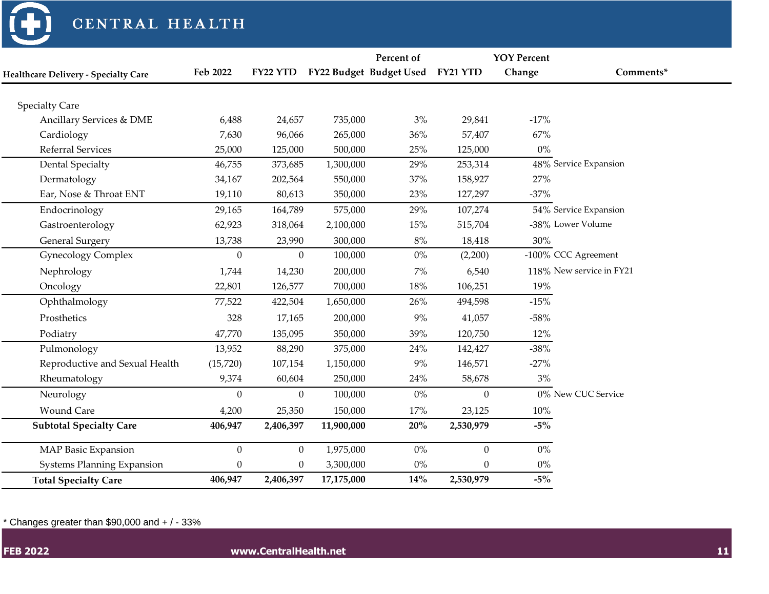| Healthcare Delivery - Specialty Care | Feb 2022 | FY22 YTD | FY22 Budget | Percent of Budget Used | FY21 YTD | YOY Percent Change | Comments* |
|---|---|---|---|---|---|---|---|
| Specialty Care | | | | | | | |
| Ancillary Services & DME | 6,488 | 24,657 | 735,000 | 3% | 29,841 | -17% | |
| Cardiology | 7,630 | 96,066 | 265,000 | 36% | 57,407 | 67% | |
| Referral Services | 25,000 | 125,000 | 500,000 | 25% | 125,000 | 0% | |
| Dental Specialty | 46,755 | 373,685 | 1,300,000 | 29% | 253,314 | 48% | Service Expansion |
| Dermatology | 34,167 | 202,564 | 550,000 | 37% | 158,927 | 27% | |
| Ear, Nose & Throat ENT | 19,110 | 80,613 | 350,000 | 23% | 127,297 | -37% | |
| Endocrinology | 29,165 | 164,789 | 575,000 | 29% | 107,274 | 54% | Service Expansion |
| Gastroenterology | 62,923 | 318,064 | 2,100,000 | 15% | 515,704 | -38% | Lower Volume |
| General Surgery | 13,738 | 23,990 | 300,000 | 8% | 18,418 | 30% | |
| Gynecology Complex | 0 | 0 | 100,000 | 0% | (2,200) | -100% | CCC Agreement |
| Nephrology | 1,744 | 14,230 | 200,000 | 7% | 6,540 | 118% | New service in FY21 |
| Oncology | 22,801 | 126,577 | 700,000 | 18% | 106,251 | 19% | |
| Ophthalmology | 77,522 | 422,504 | 1,650,000 | 26% | 494,598 | -15% | |
| Prosthetics | 328 | 17,165 | 200,000 | 9% | 41,057 | -58% | |
| Podiatry | 47,770 | 135,095 | 350,000 | 39% | 120,750 | 12% | |
| Pulmonology | 13,952 | 88,290 | 375,000 | 24% | 142,427 | -38% | |
| Reproductive and Sexual Health | (15,720) | 107,154 | 1,150,000 | 9% | 146,571 | -27% | |
| Rheumatology | 9,374 | 60,604 | 250,000 | 24% | 58,678 | 3% | |
| Neurology | 0 | 0 | 100,000 | 0% | 0 | 0% | New CUC Service |
| Wound Care | 4,200 | 25,350 | 150,000 | 17% | 23,125 | 10% | |
| **Subtotal Specialty Care** | **406,947** | **2,406,397** | **11,900,000** | **20%** | **2,530,979** | **-5%** | |
| MAP Basic Expansion | 0 | 0 | 1,975,000 | 0% | 0 | 0% | |
| Systems Planning Expansion | 0 | 0 | 3,300,000 | 0% | 0 | 0% | |
| **Total Specialty Care** | **406,947** | **2,406,397** | **17,175,000** | **14%** | **2,530,979** | **-5%** | |

* Changes greater than $90,000 and + / - 33%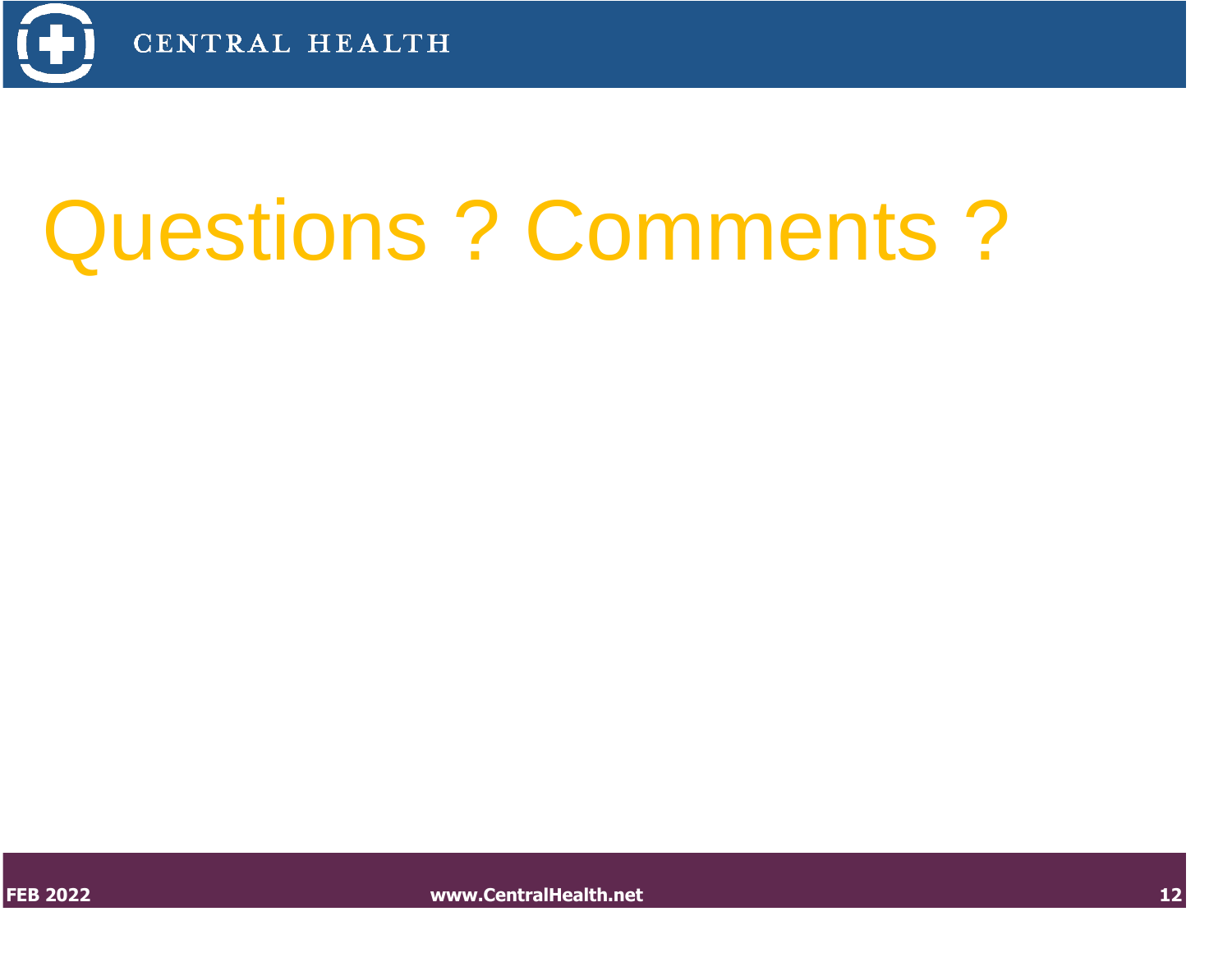# Questions ? Comments ?